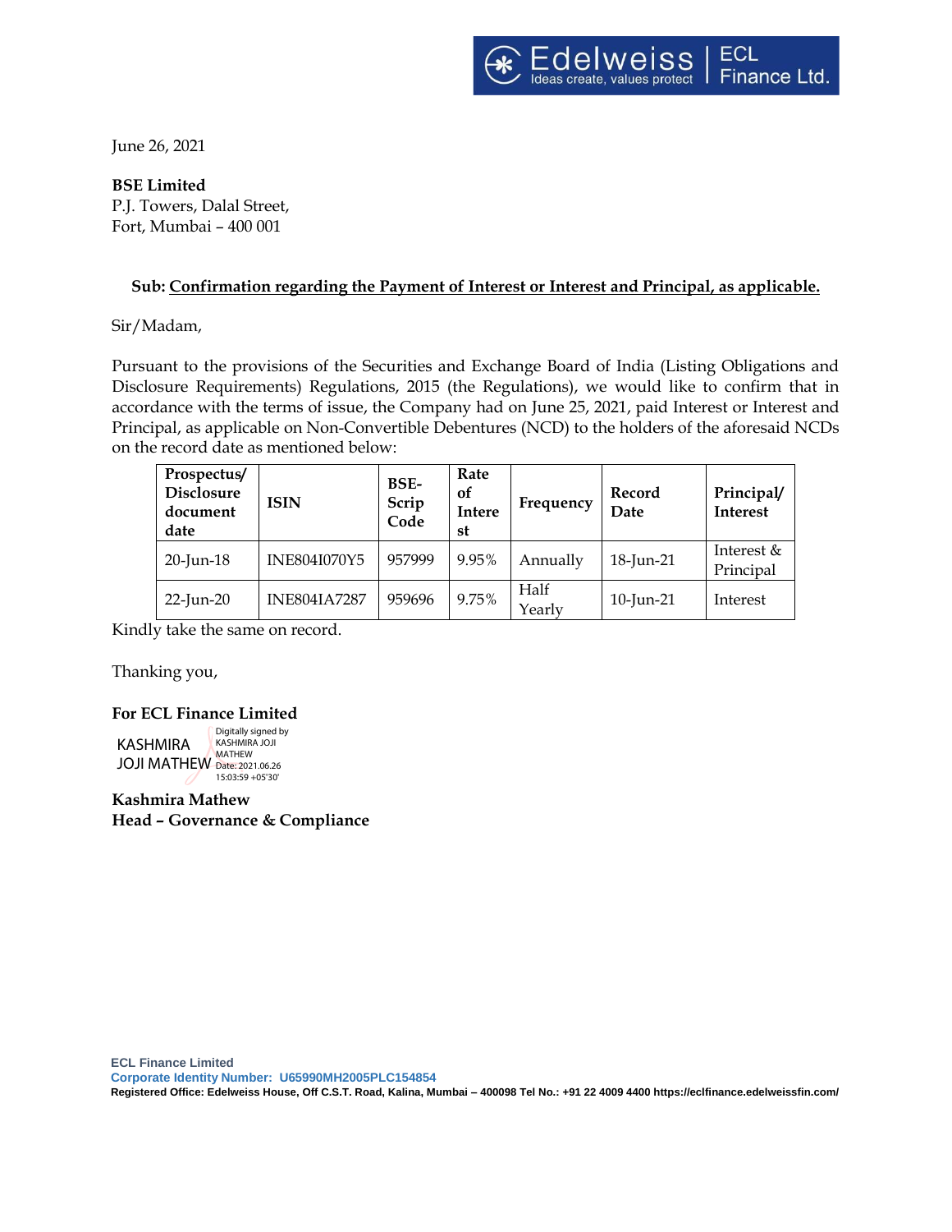June 26, 2021

**BSE Limited**
P.J. Towers, Dalal Street,
Fort, Mumbai – 400 001

**Sub: Confirmation regarding the Payment of Interest or Interest and Principal, as applicable.**

Sir/Madam,

Pursuant to the provisions of the Securities and Exchange Board of India (Listing Obligations and Disclosure Requirements) Regulations, 2015 (the Regulations), we would like to confirm that in accordance with the terms of issue, the Company had on June 25, 2021, paid Interest or Interest and Principal, as applicable on Non-Convertible Debentures (NCD) to the holders of the aforesaid NCDs on the record date as mentioned below:

| Prospectus/ Disclosure document date | ISIN | BSE-Scrip Code | Rate of Interest | Frequency | Record Date | Principal/ Interest |
|---|---|---|---|---|---|---|
| 20-Jun-18 | INE804I070Y5 | 957999 | 9.95% | Annually | 18-Jun-21 | Interest & Principal |
| 22-Jun-20 | INE804IA7287 | 959696 | 9.75% | Half Yearly | 10-Jun-21 | Interest |

Kindly take the same on record.

Thanking you,

**For ECL Finance Limited**

KASHMIRA JOJI MATHEW
Digitally signed by KASHMIRA JOJI MATHEW
Date: 2021.06.26 15:03:59 +05'30'

**Kashmira Mathew**
**Head – Governance & Compliance**

ECL Finance Limited
Corporate Identity Number: U65990MH2005PLC154854
Registered Office: Edelweiss House, Off C.S.T. Road, Kalina, Mumbai – 400098 Tel No.: +91 22 4009 4400 https://eclfinance.edelweissfin.com/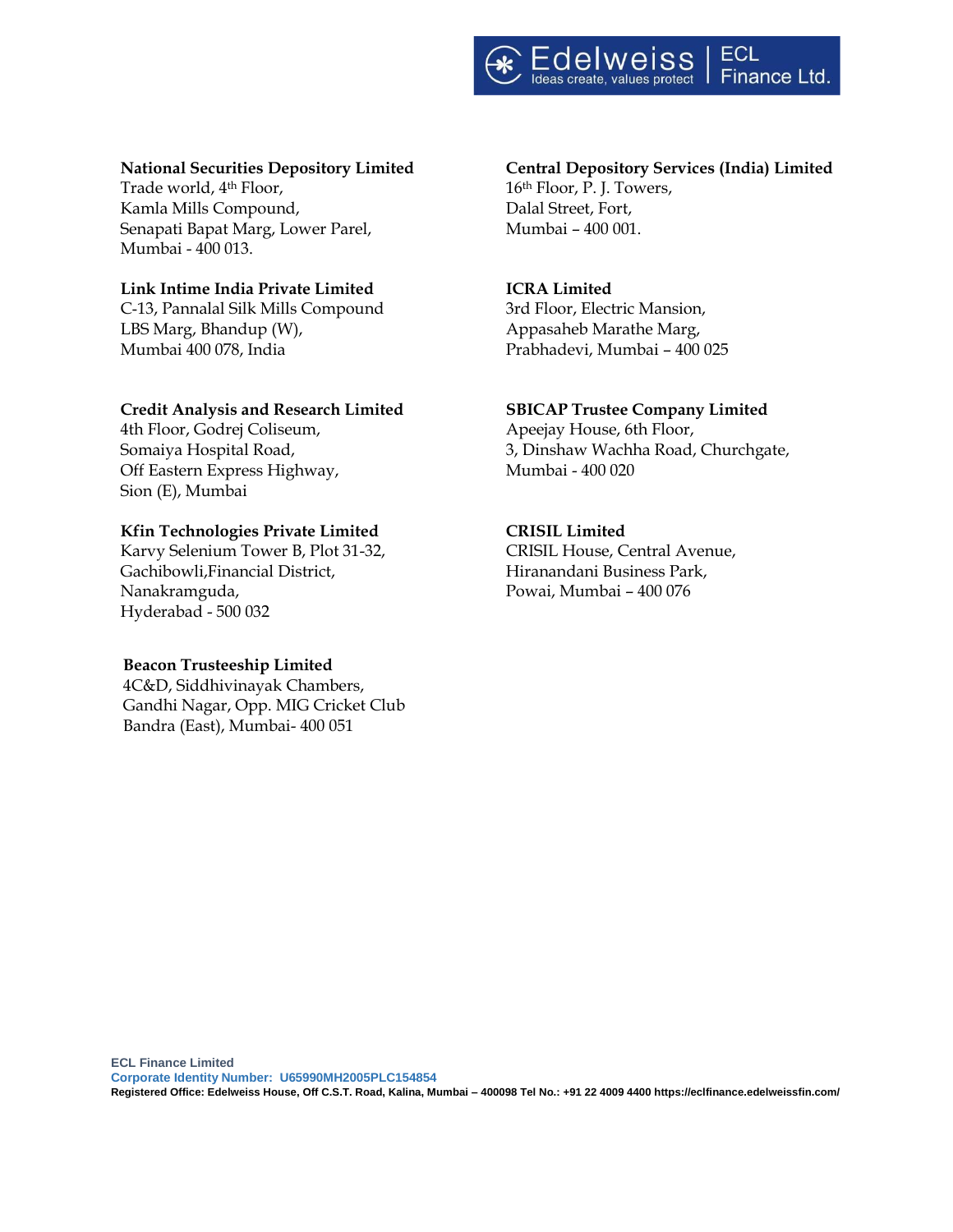**National Securities Depository Limited**
Trade world, 4th Floor,
Kamla Mills Compound,
Senapati Bapat Marg, Lower Parel,
Mumbai - 400 013.

**Central Depository Services (India) Limited**
16th Floor, P. J. Towers,
Dalal Street, Fort,
Mumbai – 400 001.

**Link Intime India Private Limited**
C-13, Pannalal Silk Mills Compound
LBS Marg, Bhandup (W),
Mumbai 400 078, India

**ICRA Limited**
3rd Floor, Electric Mansion,
Appasaheb Marathe Marg,
Prabhadevi, Mumbai – 400 025

**Credit Analysis and Research Limited**
4th Floor, Godrej Coliseum,
Somaiya Hospital Road,
Off Eastern Express Highway,
Sion (E), Mumbai

**SBICAP Trustee Company Limited**
Apeejay House, 6th Floor,
3, Dinshaw Wachha Road, Churchgate,
Mumbai - 400 020

**Kfin Technologies Private Limited**
Karvy Selenium Tower B, Plot 31-32,
Gachibowli,Financial District,
Nanakramguda,
Hyderabad - 500 032

**CRISIL Limited**
CRISIL House, Central Avenue,
Hiranandani Business Park,
Powai, Mumbai – 400 076

**Beacon Trusteeship Limited**
4C&D, Siddhivinayak Chambers,
Gandhi Nagar, Opp. MIG Cricket Club
Bandra (East), Mumbai- 400 051